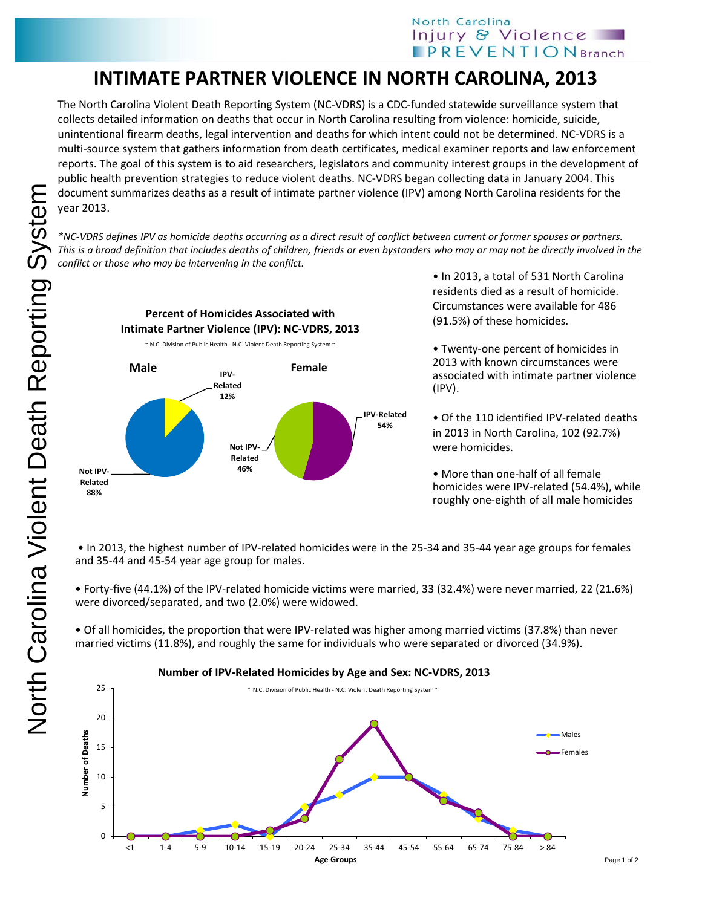# INTIMATE PARTNER VIOLENCE IN NORTH CAROLINA, 2013

The North Carolina Violent Death Reporting System (NC-VDRS) is a CDC-funded statewide surveillance system that collects detailed information on deaths that occur in North Carolina resulting from violence: homicide, suicide, unintentional firearm deaths, legal intervention and deaths for which intent could not be determined. NC-VDRS is a multi-source system that gathers information from death certificates, medical examiner reports and law enforcement reports. The goal of this system is to aid researchers, legislators and community interest groups in the development of public health prevention strategies to reduce violent deaths. NC-VDRS began collecting data in January 2004. This document summarizes deaths as a result of intimate partner violence (IPV) among North Carolina residents for the year 2013.

*\*NC-VDRS defines IPV as homicide deaths occurring as a direct result of conflict between current or former spouses or partners. This is a broad definition that includes deaths of children, friends or even bystanders who may or may not be directly involved in the conflict or those who may be intervening in the conflict.*

**Percent of Homicides Associated with Intimate Partner Violence (IPV): NC-VDRS, 2013**

~ N.C. Division of Public Health - N.C. Violent Death Reporting System ~

| | IPV-Related | Not IPV-Related |
|---|---|---|
| Male | 12% | 88% |
| Female | 54% | 46% |

- In 2013, a total of 531 North Carolina residents died as a result of homicide. Circumstances were available for 486 (91.5%) of these homicides.
- Twenty-one percent of homicides in 2013 with known circumstances were associated with intimate partner violence (IPV).
- Of the 110 identified IPV-related deaths in 2013 in North Carolina, 102 (92.7%) were homicides.
- More than one-half of all female homicides were IPV-related (54.4%), while roughly one-eighth of all male homicides

- In 2013, the highest number of IPV-related homicides were in the 25-34 and 35-44 year age groups for females and 35-44 and 45-54 year age group for males.
- Forty-five (44.1%) of the IPV-related homicide victims were married, 33 (32.4%) were never married, 22 (21.6%) were divorced/separated, and two (2.0%) were widowed.
- Of all homicides, the proportion that were IPV-related was higher among married victims (37.8%) than never married victims (11.8%), and roughly the same for individuals who were separated or divorced (34.9%).

**Number of IPV-Related Homicides by Age and Sex: NC-VDRS, 2013**

~ N.C. Division of Public Health - N.C. Violent Death Reporting System ~

| Age Groups | Males | Females |
|---|---|---|
| <1 | 0 | 0 |
| 1-4 | 0 | 0 |
| 5-9 | 1 | 0 |
| 10-14 | 2 | 0 |
| 15-19 | 0 | 1 |
| 20-24 | 5 | 3 |
| 25-34 | 7 | 13 |
| 35-44 | 10 | 19 |
| 45-54 | 10 | 10 |
| 55-64 | 7 | 6 |
| 65-74 | 3 | 4 |
| 75-84 | 1 | 0 |
| > 84 | 0 | 0 |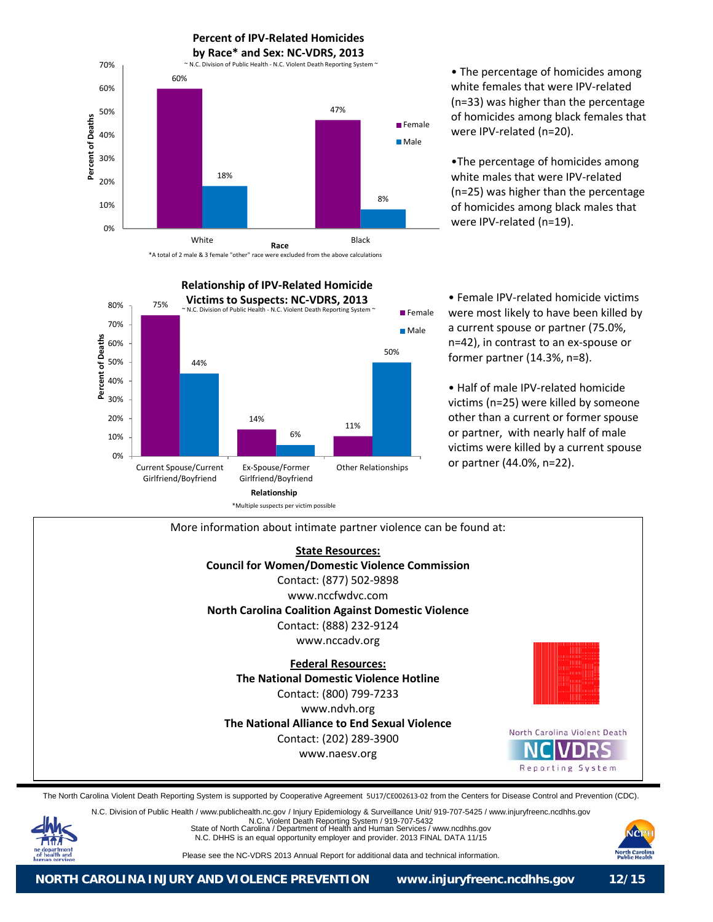**Percent of IPV-Related Homicides by Race* and Sex: NC-VDRS, 2013**

~ N.C. Division of Public Health - N.C. Violent Death Reporting System ~

Percent of Deaths

70%
60%
50%
40%
30%
20%
10%
0%

60%
18%
47%
8%

Female
Male

White
Black

Race

*A total of 2 male & 3 female "other" race were excluded from the above calculations

- The percentage of homicides among white females that were IPV-related (n=33) was higher than the percentage of homicides among black females that were IPV-related (n=20).

- The percentage of homicides among white males that were IPV-related (n=25) was higher than the percentage of homicides among black males that were IPV-related (n=19).

**Relationship of IPV-Related Homicide Victims to Suspects: NC-VDRS, 2013**

~ N.C. Division of Public Health - N.C. Violent Death Reporting System ~

Percent of Deaths

80%
70%
60%
50%
40%
30%
20%
10%
0%

75%
44%
14%
6%
11%
50%

Female
Male

Current Spouse/Current Girlfriend/Boyfriend
Ex-Spouse/Former Girlfriend/Boyfriend
Other Relationships

Relationship

*Multiple suspects per victim possible

- Female IPV-related homicide victims were most likely to have been killed by a current spouse or partner (75.0%, n=42), in contrast to an ex-spouse or former partner (14.3%, n=8).

- Half of male IPV-related homicide victims (n=25) were killed by someone other than a current or former spouse or partner, with nearly half of male victims were killed by a current spouse or partner (44.0%, n=22).

More information about intimate partner violence can be found at:

**State Resources:**

**Council for Women/Domestic Violence Commission**
Contact: (877) 502-9898
www.nccfwdvc.com

**North Carolina Coalition Against Domestic Violence**
Contact: (888) 232-9124
www.nccadv.org

**Federal Resources:**

**The National Domestic Violence Hotline**
Contact: (800) 799-7233
www.ndvh.org

**The National Alliance to End Sexual Violence**
Contact: (202) 289-3900
www.naesv.org

North Carolina Violent Death
NC VDRS
Reporting System

The North Carolina Violent Death Reporting System is supported by Cooperative Agreement 5U17/CE002613-02 from the Centers for Disease Control and Prevention (CDC).

N.C. Division of Public Health / www.publichealth.nc.gov / Injury Epidemiology & Surveillance Unit/ 919-707-5425 / www.injuryfreenc.ncdhhs.gov
N.C. Violent Death Reporting System / 919-707-5432
State of North Carolina / Department of Health and Human Services / www.ncdhhs.gov
N.C. DHHS is an equal opportunity employer and provider. 2013 FINAL DATA 11/15

Please see the NC-VDRS 2013 Annual Report for additional data and technical information.